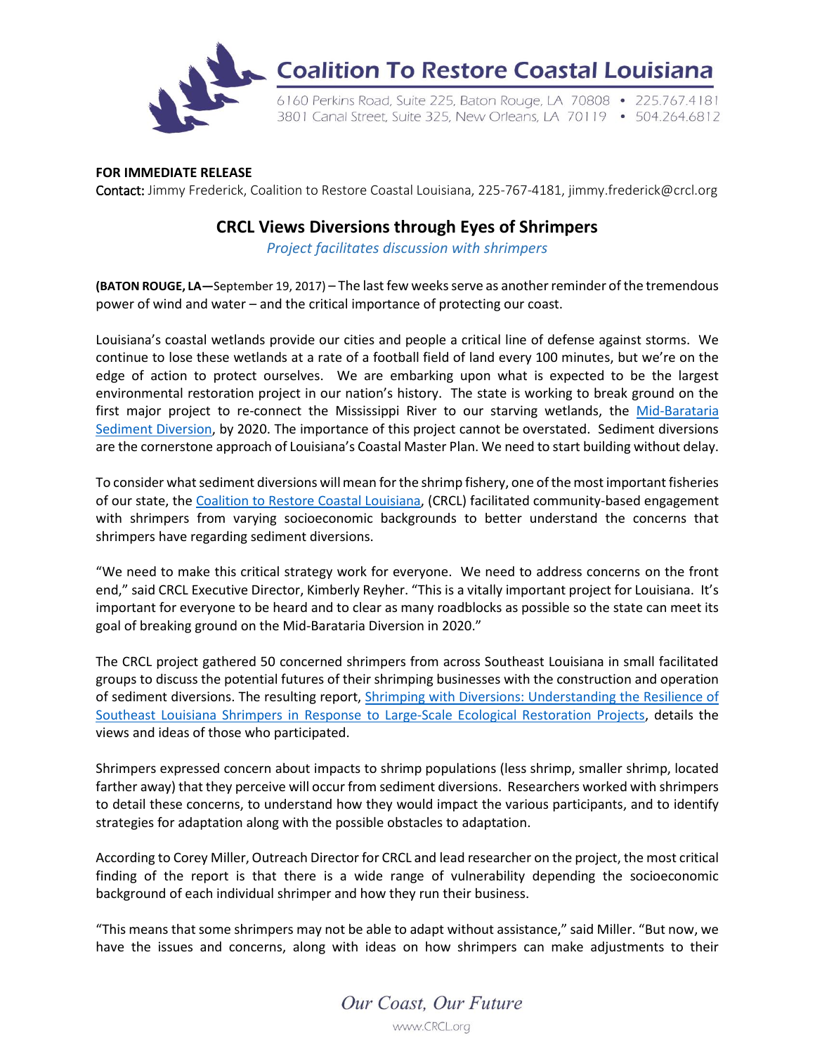Coalition To Restore Coastal Louisiana

6160 Perkins Road, Suite 225, Baton Rouge, LA 70808 • 225.767.4181
3801 Canal Street, Suite 325, New Orleans, LA 70119 • 504.264.6812

**FOR IMMEDIATE RELEASE**
Contact: Jimmy Frederick, Coalition to Restore Coastal Louisiana, 225-767-4181, jimmy.frederick@crcl.org

# CRCL Views Diversions through Eyes of Shrimpers

*Project facilitates discussion with shrimpers*

**(BATON ROUGE, LA—**September 19, 2017) – The last few weeks serve as another reminder of the tremendous power of wind and water – and the critical importance of protecting our coast.

Louisiana's coastal wetlands provide our cities and people a critical line of defense against storms. We continue to lose these wetlands at a rate of a football field of land every 100 minutes, but we're on the edge of action to protect ourselves. We are embarking upon what is expected to be the largest environmental restoration project in our nation's history. The state is working to break ground on the first major project to re-connect the Mississippi River to our starving wetlands, the Mid-Barataria Sediment Diversion, by 2020. The importance of this project cannot be overstated. Sediment diversions are the cornerstone approach of Louisiana's Coastal Master Plan. We need to start building without delay.

To consider what sediment diversions will mean for the shrimp fishery, one of the most important fisheries of our state, the Coalition to Restore Coastal Louisiana, (CRCL) facilitated community-based engagement with shrimpers from varying socioeconomic backgrounds to better understand the concerns that shrimpers have regarding sediment diversions.

"We need to make this critical strategy work for everyone. We need to address concerns on the front end," said CRCL Executive Director, Kimberly Reyher. "This is a vitally important project for Louisiana. It's important for everyone to be heard and to clear as many roadblocks as possible so the state can meet its goal of breaking ground on the Mid-Barataria Diversion in 2020."

The CRCL project gathered 50 concerned shrimpers from across Southeast Louisiana in small facilitated groups to discuss the potential futures of their shrimping businesses with the construction and operation of sediment diversions. The resulting report, Shrimping with Diversions: Understanding the Resilience of Southeast Louisiana Shrimpers in Response to Large-Scale Ecological Restoration Projects, details the views and ideas of those who participated.

Shrimpers expressed concern about impacts to shrimp populations (less shrimp, smaller shrimp, located farther away) that they perceive will occur from sediment diversions. Researchers worked with shrimpers to detail these concerns, to understand how they would impact the various participants, and to identify strategies for adaptation along with the possible obstacles to adaptation.

According to Corey Miller, Outreach Director for CRCL and lead researcher on the project, the most critical finding of the report is that there is a wide range of vulnerability depending the socioeconomic background of each individual shrimper and how they run their business.

"This means that some shrimpers may not be able to adapt without assistance," said Miller. "But now, we have the issues and concerns, along with ideas on how shrimpers can make adjustments to their

*Our Coast, Our Future*

www.CRCL.org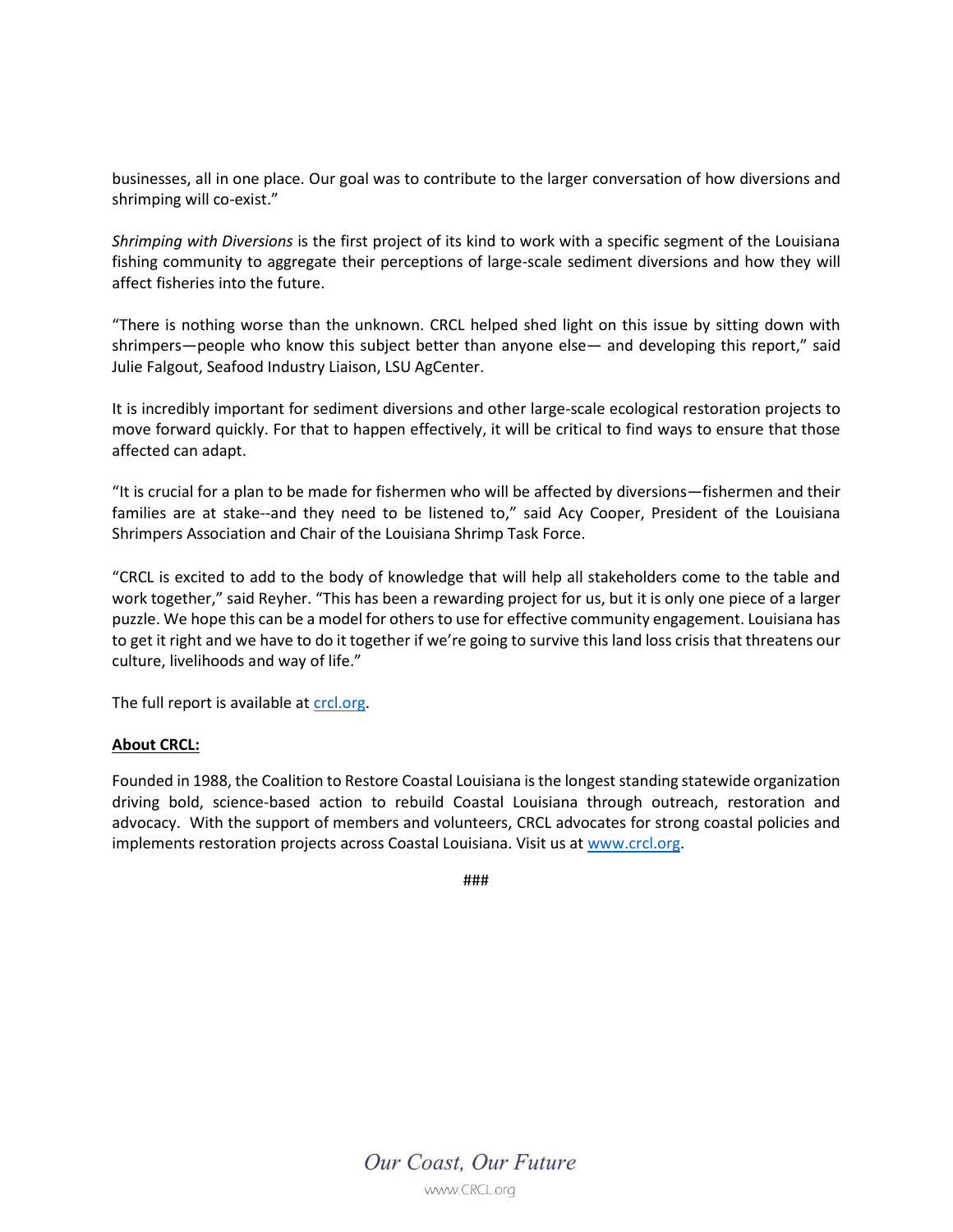businesses, all in one place. Our goal was to contribute to the larger conversation of how diversions and shrimping will co-exist."

*Shrimping with Diversions* is the first project of its kind to work with a specific segment of the Louisiana fishing community to aggregate their perceptions of large-scale sediment diversions and how they will affect fisheries into the future.

"There is nothing worse than the unknown. CRCL helped shed light on this issue by sitting down with shrimpers—people who know this subject better than anyone else— and developing this report," said Julie Falgout, Seafood Industry Liaison, LSU AgCenter.

It is incredibly important for sediment diversions and other large-scale ecological restoration projects to move forward quickly. For that to happen effectively, it will be critical to find ways to ensure that those affected can adapt.

"It is crucial for a plan to be made for fishermen who will be affected by diversions—fishermen and their families are at stake--and they need to be listened to," said Acy Cooper, President of the Louisiana Shrimpers Association and Chair of the Louisiana Shrimp Task Force.

"CRCL is excited to add to the body of knowledge that will help all stakeholders come to the table and work together," said Reyher. "This has been a rewarding project for us, but it is only one piece of a larger puzzle. We hope this can be a model for others to use for effective community engagement. Louisiana has to get it right and we have to do it together if we're going to survive this land loss crisis that threatens our culture, livelihoods and way of life."

The full report is available at [crcl.org](crcl.org).

**About CRCL:**

Founded in 1988, the Coalition to Restore Coastal Louisiana is the longest standing statewide organization driving bold, science-based action to rebuild Coastal Louisiana through outreach, restoration and advocacy. With the support of members and volunteers, CRCL advocates for strong coastal policies and implements restoration projects across Coastal Louisiana. Visit us at [www.crcl.org](www.crcl.org).

###